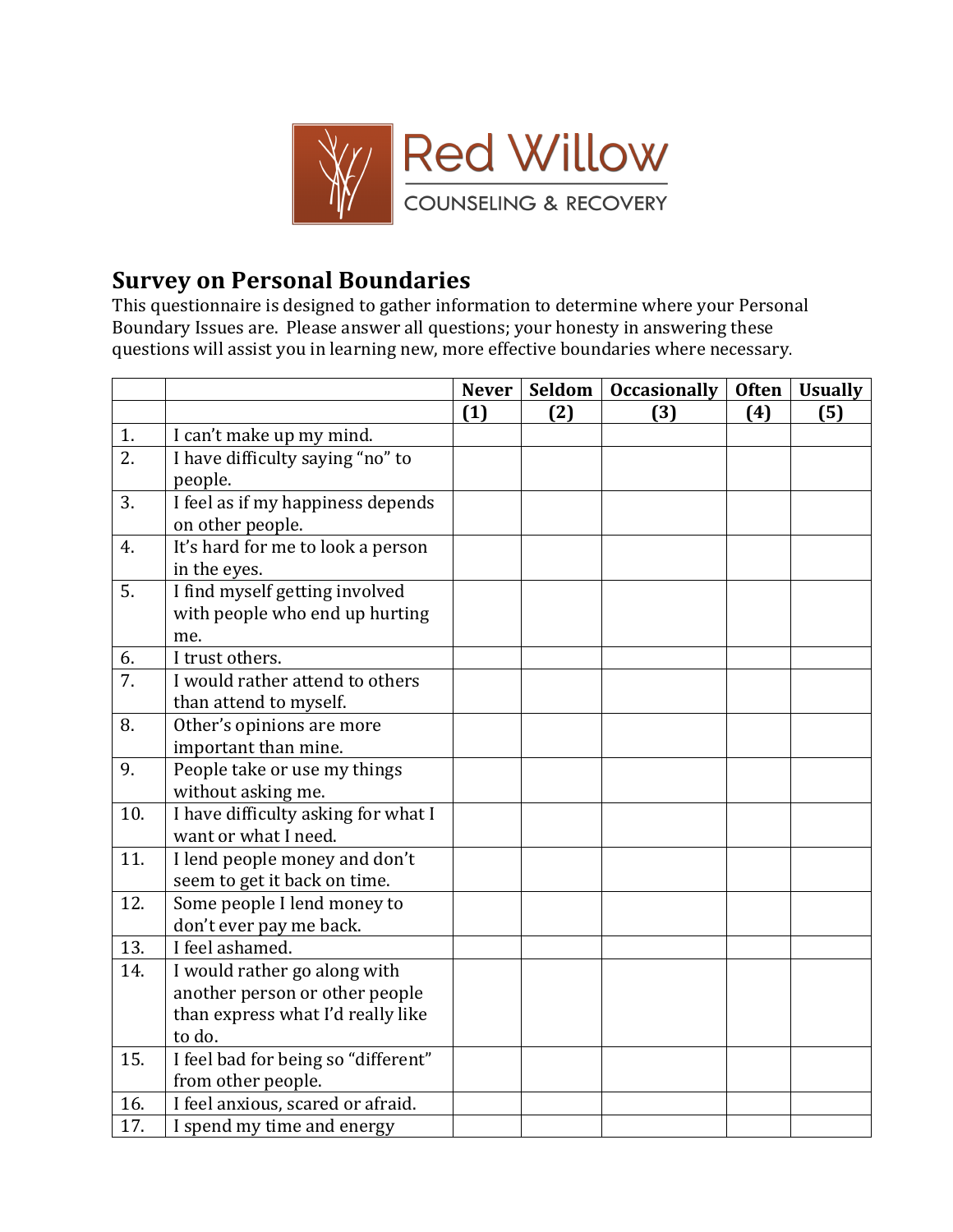Red Willow

COUNSELING & RECOVERY

## Survey on Personal Boundaries

This questionnaire is designed to gather information to determine where your Personal Boundary Issues are. Please answer all questions; your honesty in answering these questions will assist you in learning new, more effective boundaries where necessary.

| | | Never | Seldom | Occasionally | Often | Usually |
|---|---|---|---|---|---|---|
| | | (1) | (2) | (3) | (4) | (5) |
| 1. | I can't make up my mind. | | | | | |
| 2. | I have difficulty saying "no" to people. | | | | | |
| 3. | I feel as if my happiness depends on other people. | | | | | |
| 4. | It's hard for me to look a person in the eyes. | | | | | |
| 5. | I find myself getting involved with people who end up hurting me. | | | | | |
| 6. | I trust others. | | | | | |
| 7. | I would rather attend to others than attend to myself. | | | | | |
| 8. | Other's opinions are more important than mine. | | | | | |
| 9. | People take or use my things without asking me. | | | | | |
| 10. | I have difficulty asking for what I want or what I need. | | | | | |
| 11. | I lend people money and don't seem to get it back on time. | | | | | |
| 12. | Some people I lend money to don't ever pay me back. | | | | | |
| 13. | I feel ashamed. | | | | | |
| 14. | I would rather go along with another person or other people than express what I'd really like to do. | | | | | |
| 15. | I feel bad for being so "different" from other people. | | | | | |
| 16. | I feel anxious, scared or afraid. | | | | | |
| 17. | I spend my time and energy | | | | | |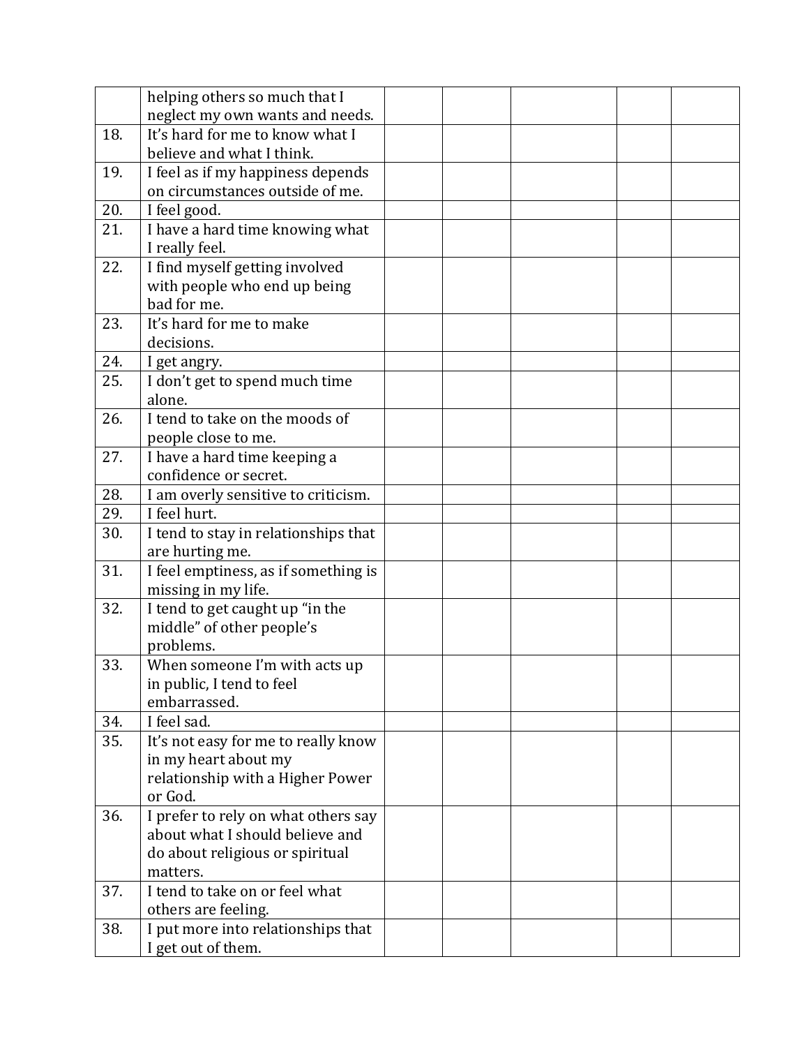| | | | | | | |
|---|---|---|---|---|---|---|
| | helping others so much that I neglect my own wants and needs. | | | | | |
| 18. | It's hard for me to know what I believe and what I think. | | | | | |
| 19. | I feel as if my happiness depends on circumstances outside of me. | | | | | |
| 20. | I feel good. | | | | | |
| 21. | I have a hard time knowing what I really feel. | | | | | |
| 22. | I find myself getting involved with people who end up being bad for me. | | | | | |
| 23. | It's hard for me to make decisions. | | | | | |
| 24. | I get angry. | | | | | |
| 25. | I don't get to spend much time alone. | | | | | |
| 26. | I tend to take on the moods of people close to me. | | | | | |
| 27. | I have a hard time keeping a confidence or secret. | | | | | |
| 28. | I am overly sensitive to criticism. | | | | | |
| 29. | I feel hurt. | | | | | |
| 30. | I tend to stay in relationships that are hurting me. | | | | | |
| 31. | I feel emptiness, as if something is missing in my life. | | | | | |
| 32. | I tend to get caught up "in the middle" of other people's problems. | | | | | |
| 33. | When someone I'm with acts up in public, I tend to feel embarrassed. | | | | | |
| 34. | I feel sad. | | | | | |
| 35. | It's not easy for me to really know in my heart about my relationship with a Higher Power or God. | | | | | |
| 36. | I prefer to rely on what others say about what I should believe and do about religious or spiritual matters. | | | | | |
| 37. | I tend to take on or feel what others are feeling. | | | | | |
| 38. | I put more into relationships that I get out of them. | | | | | |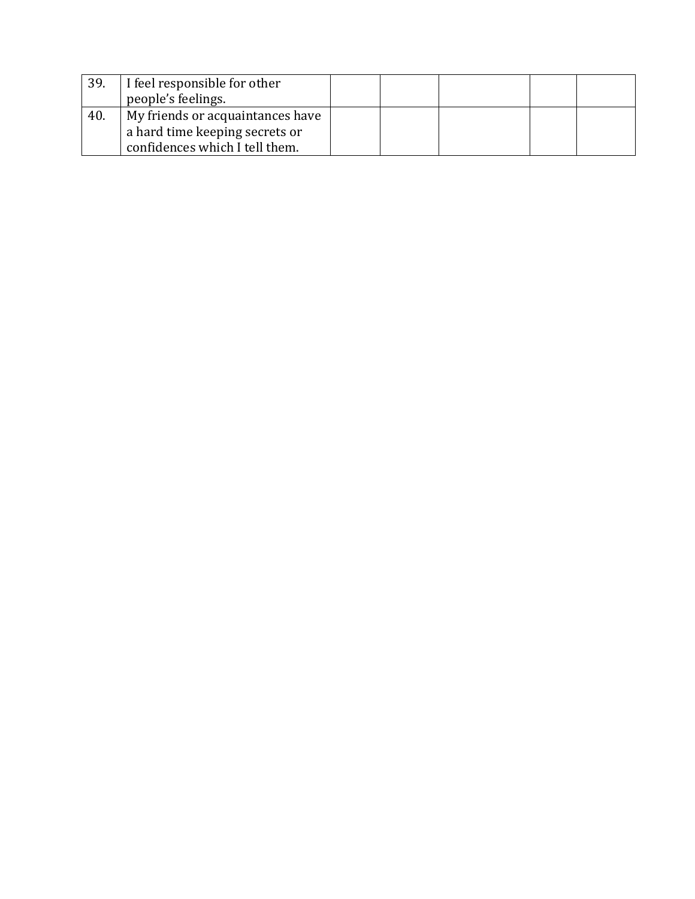| | | | | | | |
|---|---|---|---|---|---|---|
| 39. | I feel responsible for other people's feelings. | | | | | |
| 40. | My friends or acquaintances have a hard time keeping secrets or confidences which I tell them. | | | | | |